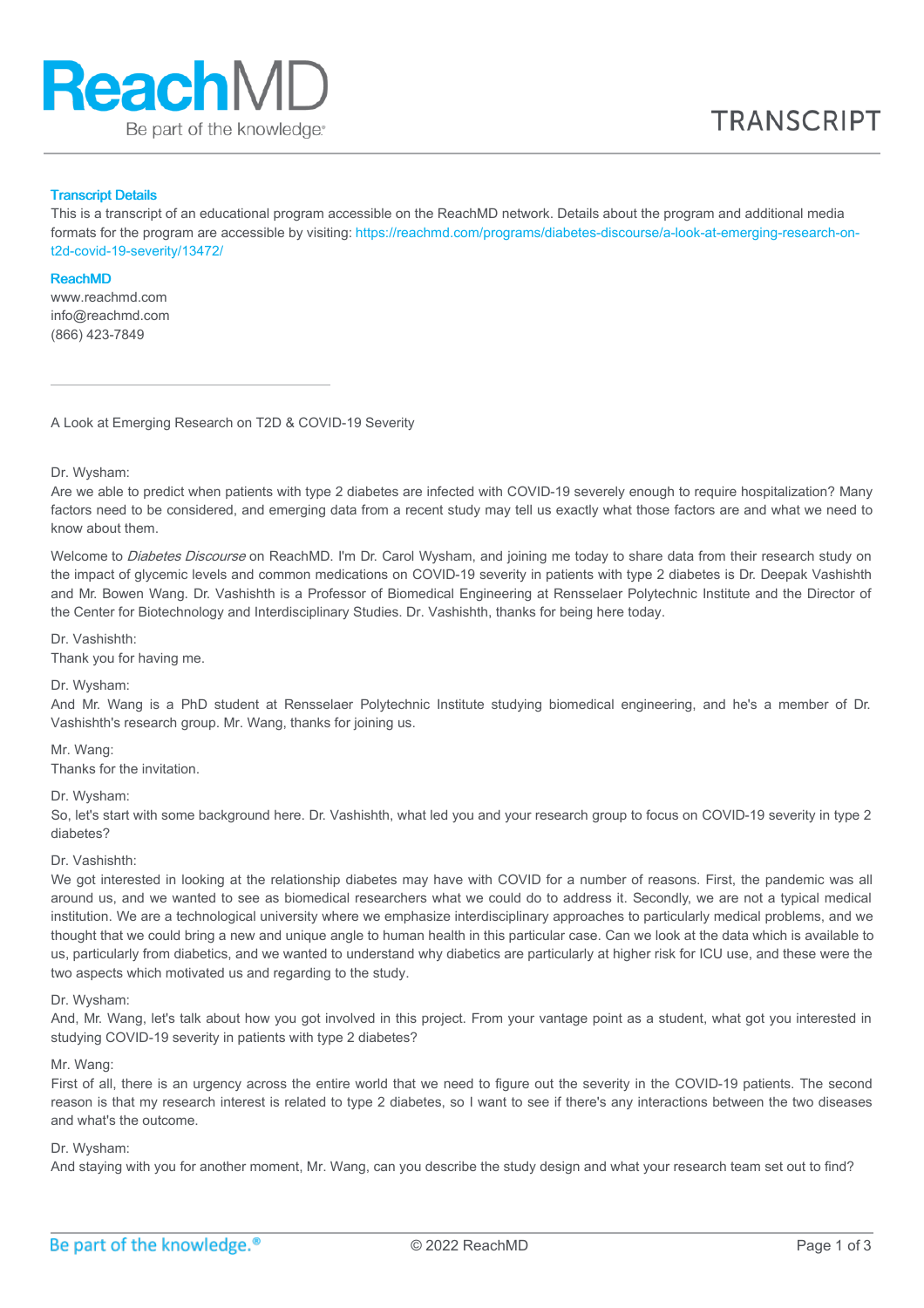ReachMD

Be part of the knowledge.

TRANSCRIPT

**Transcript Details**

This is a transcript of an educational program accessible on the ReachMD network. Details about the program and additional media formats for the program are accessible by visiting: https://reachmd.com/programs/diabetes-discourse/a-look-at-emerging-research-on-t2d-covid-19-severity/13472/

**ReachMD**

www.reachmd.com
info@reachmd.com
(866) 423-7849

---

A Look at Emerging Research on T2D & COVID-19 Severity

Dr. Wysham:
Are we able to predict when patients with type 2 diabetes are infected with COVID-19 severely enough to require hospitalization? Many factors need to be considered, and emerging data from a recent study may tell us exactly what those factors are and what we need to know about them.

Welcome to *Diabetes Discourse* on ReachMD. I'm Dr. Carol Wysham, and joining me today to share data from their research study on the impact of glycemic levels and common medications on COVID-19 severity in patients with type 2 diabetes is Dr. Deepak Vashishth and Mr. Bowen Wang. Dr. Vashishth is a Professor of Biomedical Engineering at Rensselaer Polytechnic Institute and the Director of the Center for Biotechnology and Interdisciplinary Studies. Dr. Vashishth, thanks for being here today.

Dr. Vashishth:
Thank you for having me.

Dr. Wysham:
And Mr. Wang is a PhD student at Rensselaer Polytechnic Institute studying biomedical engineering, and he's a member of Dr. Vashishth's research group. Mr. Wang, thanks for joining us.

Mr. Wang:
Thanks for the invitation.

Dr. Wysham:
So, let's start with some background here. Dr. Vashishth, what led you and your research group to focus on COVID-19 severity in type 2 diabetes?

Dr. Vashishth:
We got interested in looking at the relationship diabetes may have with COVID for a number of reasons. First, the pandemic was all around us, and we wanted to see as biomedical researchers what we could do to address it. Secondly, we are not a typical medical institution. We are a technological university where we emphasize interdisciplinary approaches to particularly medical problems, and we thought that we could bring a new and unique angle to human health in this particular case. Can we look at the data which is available to us, particularly from diabetics, and we wanted to understand why diabetics are particularly at higher risk for ICU use, and these were the two aspects which motivated us and regarding to the study.

Dr. Wysham:
And, Mr. Wang, let's talk about how you got involved in this project. From your vantage point as a student, what got you interested in studying COVID-19 severity in patients with type 2 diabetes?

Mr. Wang:
First of all, there is an urgency across the entire world that we need to figure out the severity in the COVID-19 patients. The second reason is that my research interest is related to type 2 diabetes, so I want to see if there's any interactions between the two diseases and what's the outcome.

Dr. Wysham:
And staying with you for another moment, Mr. Wang, can you describe the study design and what your research team set out to find?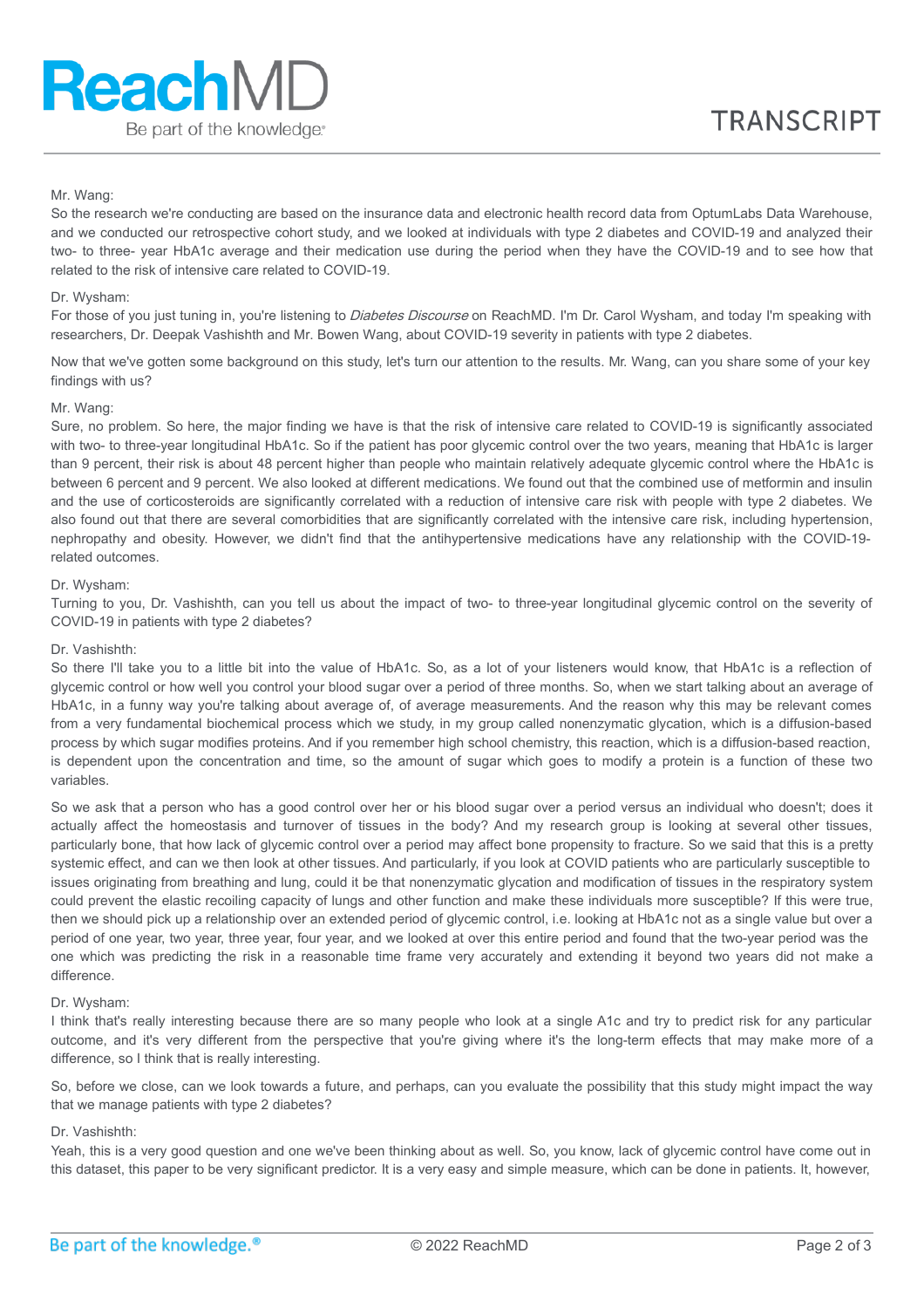Mr. Wang:

So the research we're conducting are based on the insurance data and electronic health record data from OptumLabs Data Warehouse, and we conducted our retrospective cohort study, and we looked at individuals with type 2 diabetes and COVID-19 and analyzed their two- to three- year HbA1c average and their medication use during the period when they have the COVID-19 and to see how that related to the risk of intensive care related to COVID-19.

Dr. Wysham:

For those of you just tuning in, you're listening to *Diabetes Discourse* on ReachMD. I'm Dr. Carol Wysham, and today I'm speaking with researchers, Dr. Deepak Vashishth and Mr. Bowen Wang, about COVID-19 severity in patients with type 2 diabetes.

Now that we've gotten some background on this study, let's turn our attention to the results. Mr. Wang, can you share some of your key findings with us?

Mr. Wang:

Sure, no problem. So here, the major finding we have is that the risk of intensive care related to COVID-19 is significantly associated with two- to three-year longitudinal HbA1c. So if the patient has poor glycemic control over the two years, meaning that HbA1c is larger than 9 percent, their risk is about 48 percent higher than people who maintain relatively adequate glycemic control where the HbA1c is between 6 percent and 9 percent. We also looked at different medications. We found out that the combined use of metformin and insulin and the use of corticosteroids are significantly correlated with a reduction of intensive care risk with people with type 2 diabetes. We also found out that there are several comorbidities that are significantly correlated with the intensive care risk, including hypertension, nephropathy and obesity. However, we didn't find that the antihypertensive medications have any relationship with the COVID-19-related outcomes.

Dr. Wysham:

Turning to you, Dr. Vashishth, can you tell us about the impact of two- to three-year longitudinal glycemic control on the severity of COVID-19 in patients with type 2 diabetes?

Dr. Vashishth:

So there I'll take you to a little bit into the value of HbA1c. So, as a lot of your listeners would know, that HbA1c is a reflection of glycemic control or how well you control your blood sugar over a period of three months. So, when we start talking about an average of HbA1c, in a funny way you're talking about average of, of average measurements. And the reason why this may be relevant comes from a very fundamental biochemical process which we study, in my group called nonenzymatic glycation, which is a diffusion-based process by which sugar modifies proteins. And if you remember high school chemistry, this reaction, which is a diffusion-based reaction, is dependent upon the concentration and time, so the amount of sugar which goes to modify a protein is a function of these two variables.

So we ask that a person who has a good control over her or his blood sugar over a period versus an individual who doesn't; does it actually affect the homeostasis and turnover of tissues in the body? And my research group is looking at several other tissues, particularly bone, that how lack of glycemic control over a period may affect bone propensity to fracture. So we said that this is a pretty systemic effect, and can we then look at other tissues. And particularly, if you look at COVID patients who are particularly susceptible to issues originating from breathing and lung, could it be that nonenzymatic glycation and modification of tissues in the respiratory system could prevent the elastic recoiling capacity of lungs and other function and make these individuals more susceptible? If this were true, then we should pick up a relationship over an extended period of glycemic control, i.e. looking at HbA1c not as a single value but over a period of one year, two year, three year, four year, and we looked at over this entire period and found that the two-year period was the one which was predicting the risk in a reasonable time frame very accurately and extending it beyond two years did not make a difference.

Dr. Wysham:

I think that's really interesting because there are so many people who look at a single A1c and try to predict risk for any particular outcome, and it's very different from the perspective that you're giving where it's the long-term effects that may make more of a difference, so I think that is really interesting.

So, before we close, can we look towards a future, and perhaps, can you evaluate the possibility that this study might impact the way that we manage patients with type 2 diabetes?

Dr. Vashishth:

Yeah, this is a very good question and one we've been thinking about as well. So, you know, lack of glycemic control have come out in this dataset, this paper to be very significant predictor. It is a very easy and simple measure, which can be done in patients. It, however,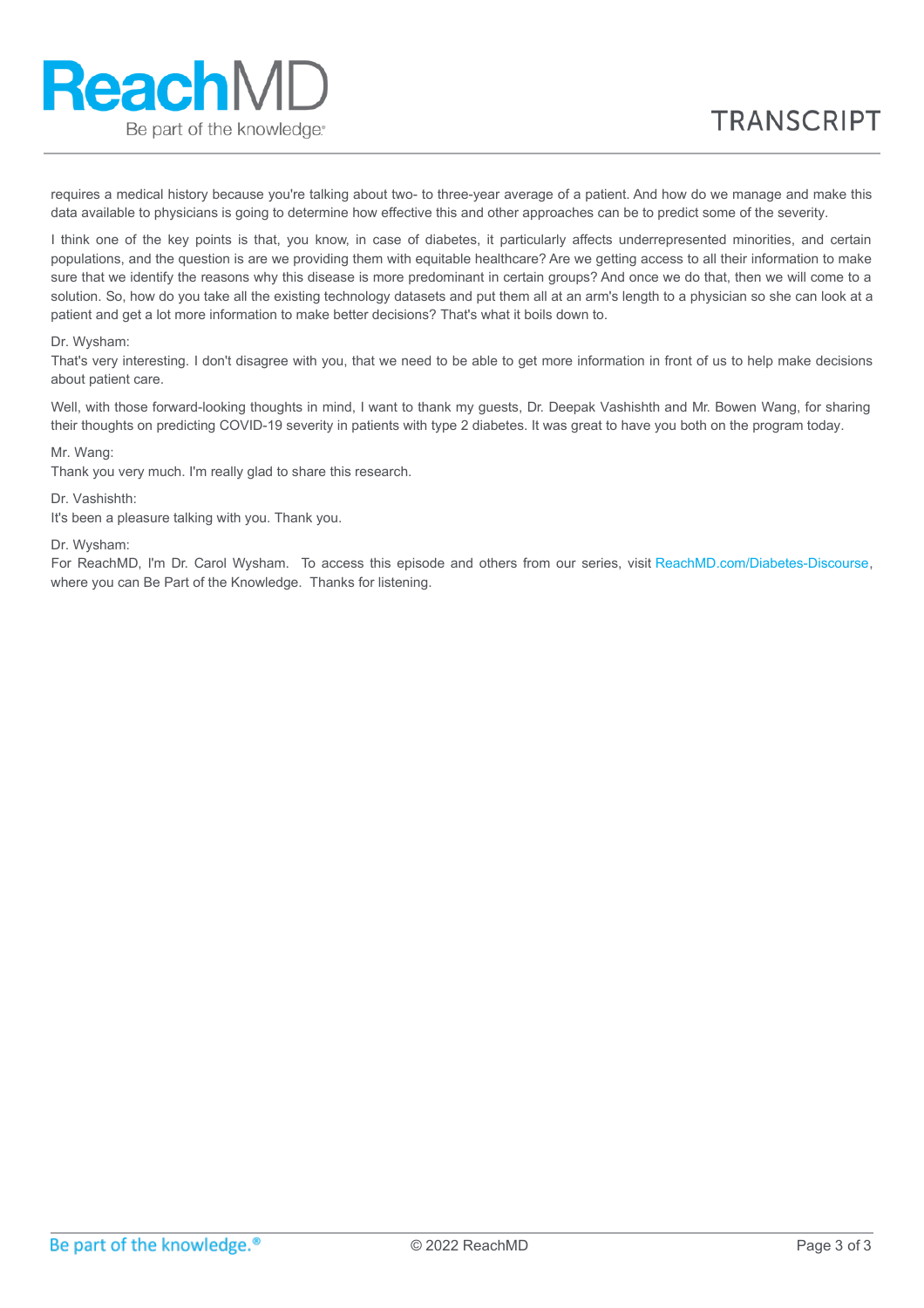requires a medical history because you're talking about two- to three-year average of a patient. And how do we manage and make this data available to physicians is going to determine how effective this and other approaches can be to predict some of the severity.

I think one of the key points is that, you know, in case of diabetes, it particularly affects underrepresented minorities, and certain populations, and the question is are we providing them with equitable healthcare? Are we getting access to all their information to make sure that we identify the reasons why this disease is more predominant in certain groups? And once we do that, then we will come to a solution. So, how do you take all the existing technology datasets and put them all at an arm's length to a physician so she can look at a patient and get a lot more information to make better decisions? That's what it boils down to.

Dr. Wysham:
That's very interesting. I don't disagree with you, that we need to be able to get more information in front of us to help make decisions about patient care.

Well, with those forward-looking thoughts in mind, I want to thank my guests, Dr. Deepak Vashishth and Mr. Bowen Wang, for sharing their thoughts on predicting COVID-19 severity in patients with type 2 diabetes. It was great to have you both on the program today.

Mr. Wang:
Thank you very much. I'm really glad to share this research.

Dr. Vashishth:
It's been a pleasure talking with you. Thank you.

Dr. Wysham:
For ReachMD, I'm Dr. Carol Wysham. To access this episode and others from our series, visit ReachMD.com/Diabetes-Discourse, where you can Be Part of the Knowledge. Thanks for listening.